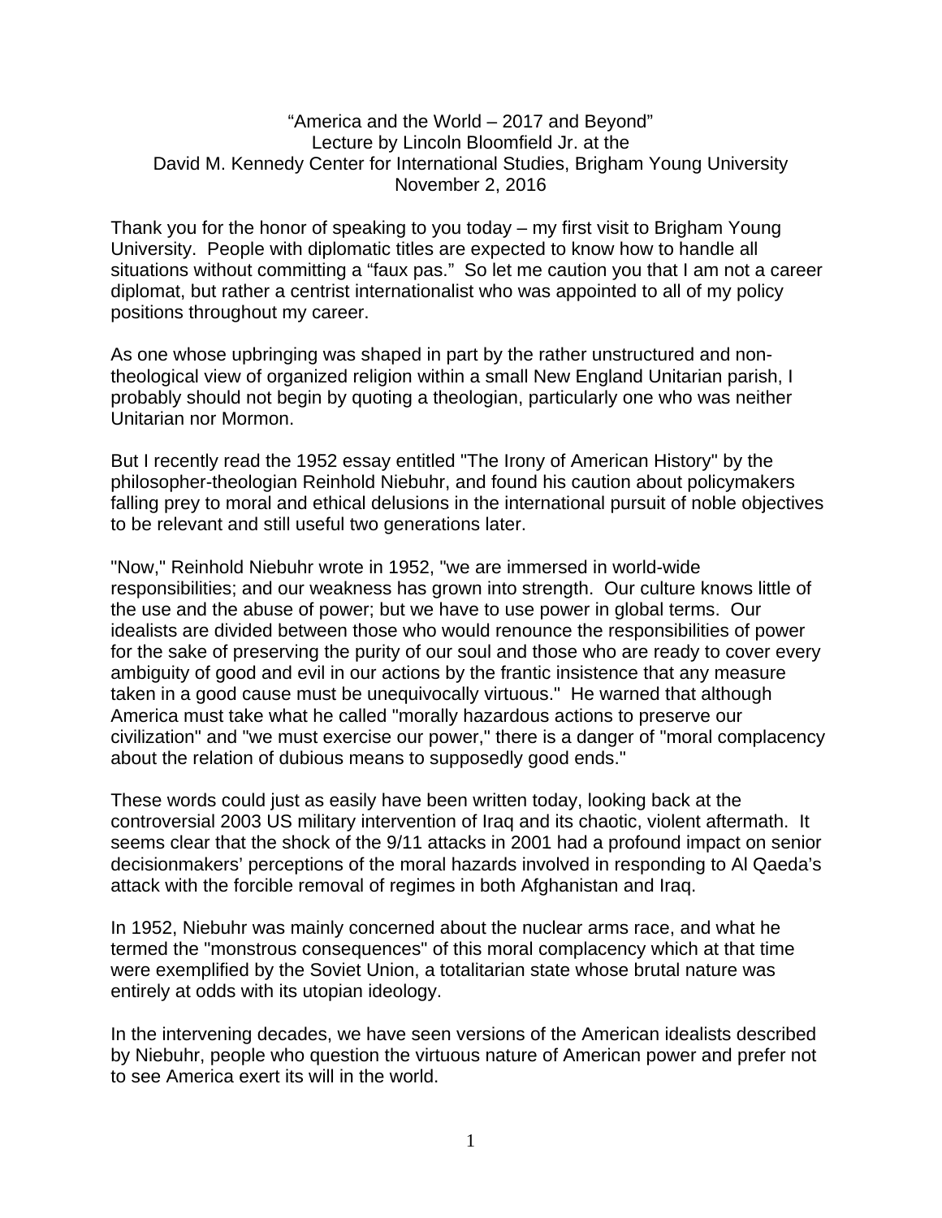"America and the World – 2017 and Beyond"
Lecture by Lincoln Bloomfield Jr. at the
David M. Kennedy Center for International Studies, Brigham Young University
November 2, 2016

Thank you for the honor of speaking to you today – my first visit to Brigham Young University. People with diplomatic titles are expected to know how to handle all situations without committing a "faux pas." So let me caution you that I am not a career diplomat, but rather a centrist internationalist who was appointed to all of my policy positions throughout my career.

As one whose upbringing was shaped in part by the rather unstructured and non-theological view of organized religion within a small New England Unitarian parish, I probably should not begin by quoting a theologian, particularly one who was neither Unitarian nor Mormon.

But I recently read the 1952 essay entitled "The Irony of American History" by the philosopher-theologian Reinhold Niebuhr, and found his caution about policymakers falling prey to moral and ethical delusions in the international pursuit of noble objectives to be relevant and still useful two generations later.

"Now," Reinhold Niebuhr wrote in 1952, "we are immersed in world-wide responsibilities; and our weakness has grown into strength. Our culture knows little of the use and the abuse of power; but we have to use power in global terms. Our idealists are divided between those who would renounce the responsibilities of power for the sake of preserving the purity of our soul and those who are ready to cover every ambiguity of good and evil in our actions by the frantic insistence that any measure taken in a good cause must be unequivocally virtuous." He warned that although America must take what he called "morally hazardous actions to preserve our civilization" and "we must exercise our power," there is a danger of "moral complacency about the relation of dubious means to supposedly good ends."

These words could just as easily have been written today, looking back at the controversial 2003 US military intervention of Iraq and its chaotic, violent aftermath. It seems clear that the shock of the 9/11 attacks in 2001 had a profound impact on senior decisionmakers' perceptions of the moral hazards involved in responding to Al Qaeda's attack with the forcible removal of regimes in both Afghanistan and Iraq.

In 1952, Niebuhr was mainly concerned about the nuclear arms race, and what he termed the "monstrous consequences" of this moral complacency which at that time were exemplified by the Soviet Union, a totalitarian state whose brutal nature was entirely at odds with its utopian ideology.

In the intervening decades, we have seen versions of the American idealists described by Niebuhr, people who question the virtuous nature of American power and prefer not to see America exert its will in the world.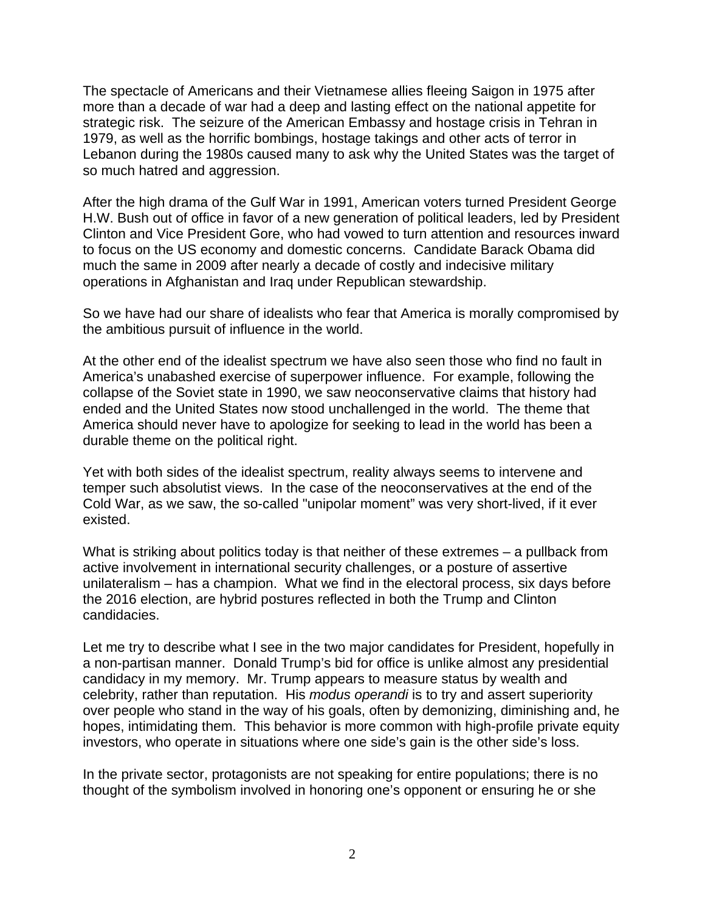The spectacle of Americans and their Vietnamese allies fleeing Saigon in 1975 after more than a decade of war had a deep and lasting effect on the national appetite for strategic risk. The seizure of the American Embassy and hostage crisis in Tehran in 1979, as well as the horrific bombings, hostage takings and other acts of terror in Lebanon during the 1980s caused many to ask why the United States was the target of so much hatred and aggression.

After the high drama of the Gulf War in 1991, American voters turned President George H.W. Bush out of office in favor of a new generation of political leaders, led by President Clinton and Vice President Gore, who had vowed to turn attention and resources inward to focus on the US economy and domestic concerns. Candidate Barack Obama did much the same in 2009 after nearly a decade of costly and indecisive military operations in Afghanistan and Iraq under Republican stewardship.

So we have had our share of idealists who fear that America is morally compromised by the ambitious pursuit of influence in the world.

At the other end of the idealist spectrum we have also seen those who find no fault in America's unabashed exercise of superpower influence. For example, following the collapse of the Soviet state in 1990, we saw neoconservative claims that history had ended and the United States now stood unchallenged in the world. The theme that America should never have to apologize for seeking to lead in the world has been a durable theme on the political right.

Yet with both sides of the idealist spectrum, reality always seems to intervene and temper such absolutist views. In the case of the neoconservatives at the end of the Cold War, as we saw, the so-called "unipolar moment" was very short-lived, if it ever existed.

What is striking about politics today is that neither of these extremes – a pullback from active involvement in international security challenges, or a posture of assertive unilateralism – has a champion. What we find in the electoral process, six days before the 2016 election, are hybrid postures reflected in both the Trump and Clinton candidacies.

Let me try to describe what I see in the two major candidates for President, hopefully in a non-partisan manner. Donald Trump's bid for office is unlike almost any presidential candidacy in my memory. Mr. Trump appears to measure status by wealth and celebrity, rather than reputation. His *modus operandi* is to try and assert superiority over people who stand in the way of his goals, often by demonizing, diminishing and, he hopes, intimidating them. This behavior is more common with high-profile private equity investors, who operate in situations where one side's gain is the other side's loss.

In the private sector, protagonists are not speaking for entire populations; there is no thought of the symbolism involved in honoring one's opponent or ensuring he or she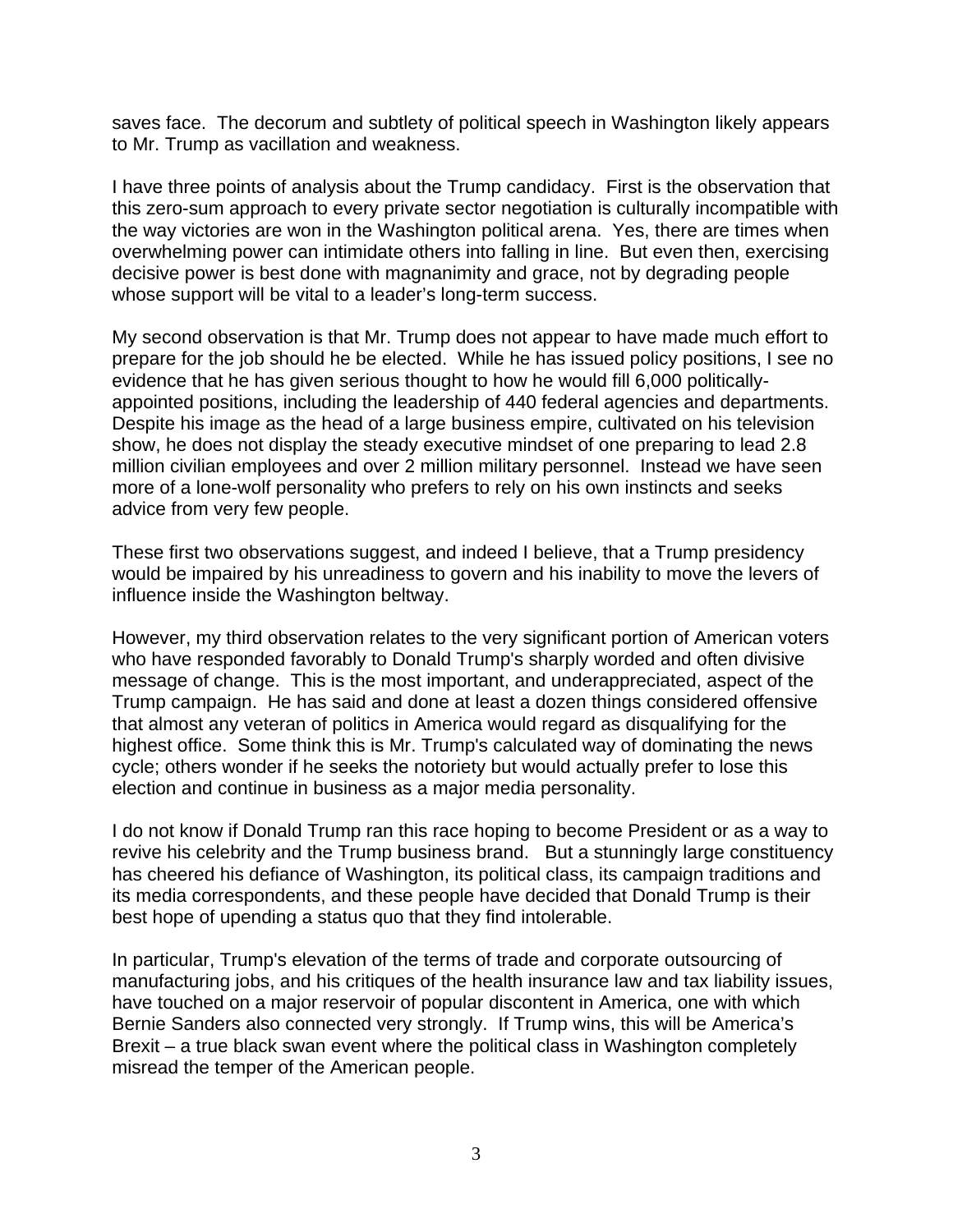saves face. The decorum and subtlety of political speech in Washington likely appears to Mr. Trump as vacillation and weakness.

I have three points of analysis about the Trump candidacy. First is the observation that this zero-sum approach to every private sector negotiation is culturally incompatible with the way victories are won in the Washington political arena. Yes, there are times when overwhelming power can intimidate others into falling in line. But even then, exercising decisive power is best done with magnanimity and grace, not by degrading people whose support will be vital to a leader's long-term success.

My second observation is that Mr. Trump does not appear to have made much effort to prepare for the job should he be elected. While he has issued policy positions, I see no evidence that he has given serious thought to how he would fill 6,000 politically-appointed positions, including the leadership of 440 federal agencies and departments. Despite his image as the head of a large business empire, cultivated on his television show, he does not display the steady executive mindset of one preparing to lead 2.8 million civilian employees and over 2 million military personnel. Instead we have seen more of a lone-wolf personality who prefers to rely on his own instincts and seeks advice from very few people.

These first two observations suggest, and indeed I believe, that a Trump presidency would be impaired by his unreadiness to govern and his inability to move the levers of influence inside the Washington beltway.

However, my third observation relates to the very significant portion of American voters who have responded favorably to Donald Trump's sharply worded and often divisive message of change. This is the most important, and underappreciated, aspect of the Trump campaign. He has said and done at least a dozen things considered offensive that almost any veteran of politics in America would regard as disqualifying for the highest office. Some think this is Mr. Trump's calculated way of dominating the news cycle; others wonder if he seeks the notoriety but would actually prefer to lose this election and continue in business as a major media personality.

I do not know if Donald Trump ran this race hoping to become President or as a way to revive his celebrity and the Trump business brand. But a stunningly large constituency has cheered his defiance of Washington, its political class, its campaign traditions and its media correspondents, and these people have decided that Donald Trump is their best hope of upending a status quo that they find intolerable.

In particular, Trump's elevation of the terms of trade and corporate outsourcing of manufacturing jobs, and his critiques of the health insurance law and tax liability issues, have touched on a major reservoir of popular discontent in America, one with which Bernie Sanders also connected very strongly. If Trump wins, this will be America's Brexit – a true black swan event where the political class in Washington completely misread the temper of the American people.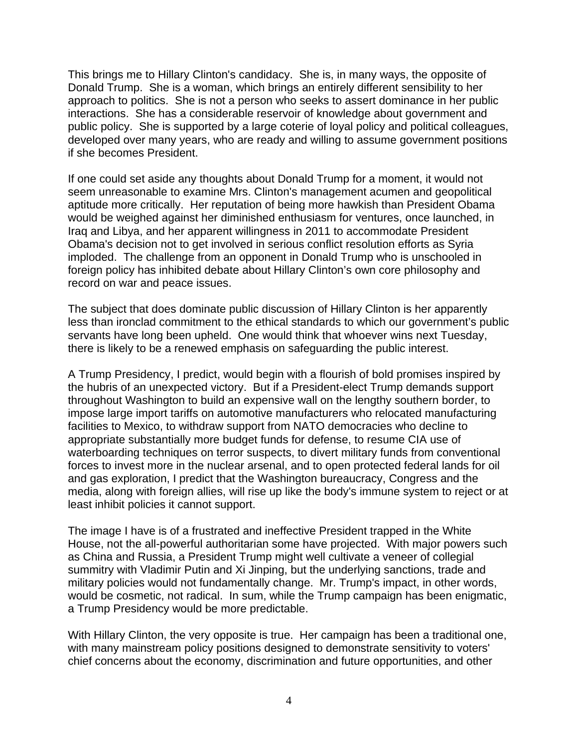This brings me to Hillary Clinton's candidacy. She is, in many ways, the opposite of Donald Trump. She is a woman, which brings an entirely different sensibility to her approach to politics. She is not a person who seeks to assert dominance in her public interactions. She has a considerable reservoir of knowledge about government and public policy. She is supported by a large coterie of loyal policy and political colleagues, developed over many years, who are ready and willing to assume government positions if she becomes President.

If one could set aside any thoughts about Donald Trump for a moment, it would not seem unreasonable to examine Mrs. Clinton's management acumen and geopolitical aptitude more critically. Her reputation of being more hawkish than President Obama would be weighed against her diminished enthusiasm for ventures, once launched, in Iraq and Libya, and her apparent willingness in 2011 to accommodate President Obama's decision not to get involved in serious conflict resolution efforts as Syria imploded. The challenge from an opponent in Donald Trump who is unschooled in foreign policy has inhibited debate about Hillary Clinton's own core philosophy and record on war and peace issues.

The subject that does dominate public discussion of Hillary Clinton is her apparently less than ironclad commitment to the ethical standards to which our government's public servants have long been upheld. One would think that whoever wins next Tuesday, there is likely to be a renewed emphasis on safeguarding the public interest.

A Trump Presidency, I predict, would begin with a flourish of bold promises inspired by the hubris of an unexpected victory. But if a President-elect Trump demands support throughout Washington to build an expensive wall on the lengthy southern border, to impose large import tariffs on automotive manufacturers who relocated manufacturing facilities to Mexico, to withdraw support from NATO democracies who decline to appropriate substantially more budget funds for defense, to resume CIA use of waterboarding techniques on terror suspects, to divert military funds from conventional forces to invest more in the nuclear arsenal, and to open protected federal lands for oil and gas exploration, I predict that the Washington bureaucracy, Congress and the media, along with foreign allies, will rise up like the body's immune system to reject or at least inhibit policies it cannot support.

The image I have is of a frustrated and ineffective President trapped in the White House, not the all-powerful authoritarian some have projected. With major powers such as China and Russia, a President Trump might well cultivate a veneer of collegial summitry with Vladimir Putin and Xi Jinping, but the underlying sanctions, trade and military policies would not fundamentally change. Mr. Trump's impact, in other words, would be cosmetic, not radical. In sum, while the Trump campaign has been enigmatic, a Trump Presidency would be more predictable.

With Hillary Clinton, the very opposite is true. Her campaign has been a traditional one, with many mainstream policy positions designed to demonstrate sensitivity to voters' chief concerns about the economy, discrimination and future opportunities, and other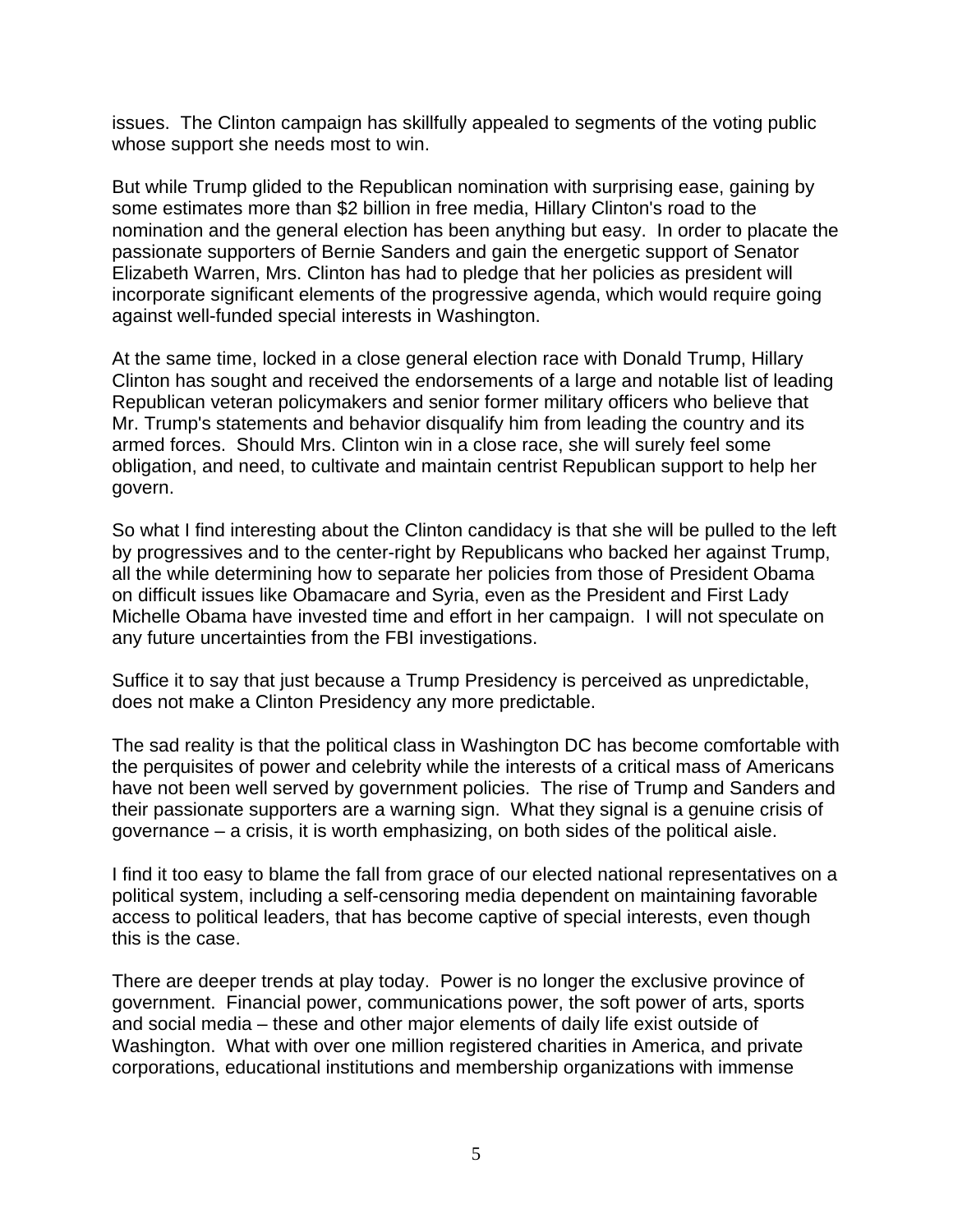issues. The Clinton campaign has skillfully appealed to segments of the voting public whose support she needs most to win.

But while Trump glided to the Republican nomination with surprising ease, gaining by some estimates more than $2 billion in free media, Hillary Clinton's road to the nomination and the general election has been anything but easy. In order to placate the passionate supporters of Bernie Sanders and gain the energetic support of Senator Elizabeth Warren, Mrs. Clinton has had to pledge that her policies as president will incorporate significant elements of the progressive agenda, which would require going against well-funded special interests in Washington.

At the same time, locked in a close general election race with Donald Trump, Hillary Clinton has sought and received the endorsements of a large and notable list of leading Republican veteran policymakers and senior former military officers who believe that Mr. Trump's statements and behavior disqualify him from leading the country and its armed forces. Should Mrs. Clinton win in a close race, she will surely feel some obligation, and need, to cultivate and maintain centrist Republican support to help her govern.

So what I find interesting about the Clinton candidacy is that she will be pulled to the left by progressives and to the center-right by Republicans who backed her against Trump, all the while determining how to separate her policies from those of President Obama on difficult issues like Obamacare and Syria, even as the President and First Lady Michelle Obama have invested time and effort in her campaign. I will not speculate on any future uncertainties from the FBI investigations.

Suffice it to say that just because a Trump Presidency is perceived as unpredictable, does not make a Clinton Presidency any more predictable.

The sad reality is that the political class in Washington DC has become comfortable with the perquisites of power and celebrity while the interests of a critical mass of Americans have not been well served by government policies. The rise of Trump and Sanders and their passionate supporters are a warning sign. What they signal is a genuine crisis of governance – a crisis, it is worth emphasizing, on both sides of the political aisle.

I find it too easy to blame the fall from grace of our elected national representatives on a political system, including a self-censoring media dependent on maintaining favorable access to political leaders, that has become captive of special interests, even though this is the case.

There are deeper trends at play today. Power is no longer the exclusive province of government. Financial power, communications power, the soft power of arts, sports and social media – these and other major elements of daily life exist outside of Washington. What with over one million registered charities in America, and private corporations, educational institutions and membership organizations with immense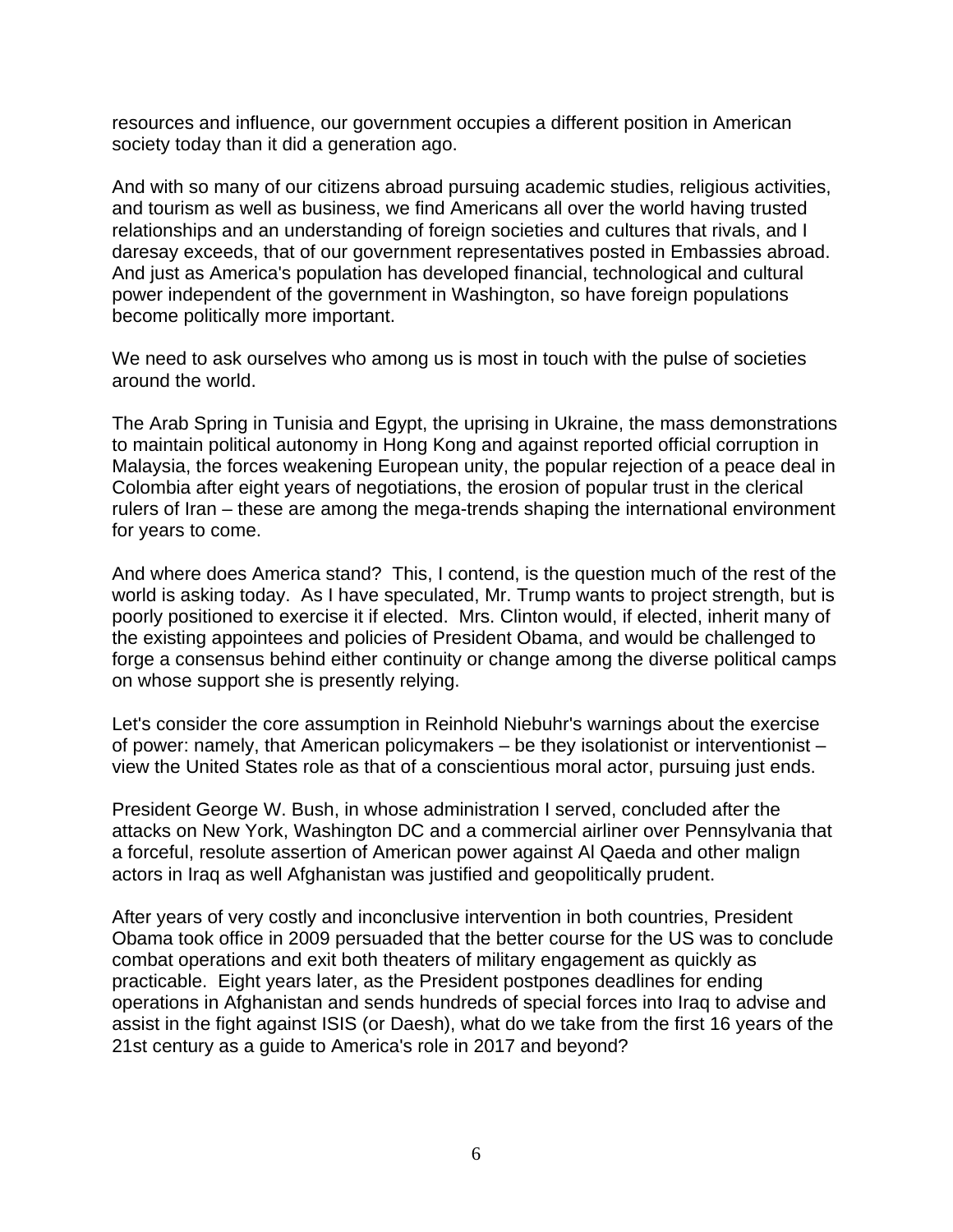resources and influence, our government occupies a different position in American society today than it did a generation ago.

And with so many of our citizens abroad pursuing academic studies, religious activities, and tourism as well as business, we find Americans all over the world having trusted relationships and an understanding of foreign societies and cultures that rivals, and I daresay exceeds, that of our government representatives posted in Embassies abroad. And just as America's population has developed financial, technological and cultural power independent of the government in Washington, so have foreign populations become politically more important.

We need to ask ourselves who among us is most in touch with the pulse of societies around the world.

The Arab Spring in Tunisia and Egypt, the uprising in Ukraine, the mass demonstrations to maintain political autonomy in Hong Kong and against reported official corruption in Malaysia, the forces weakening European unity, the popular rejection of a peace deal in Colombia after eight years of negotiations, the erosion of popular trust in the clerical rulers of Iran – these are among the mega-trends shaping the international environment for years to come.

And where does America stand? This, I contend, is the question much of the rest of the world is asking today. As I have speculated, Mr. Trump wants to project strength, but is poorly positioned to exercise it if elected. Mrs. Clinton would, if elected, inherit many of the existing appointees and policies of President Obama, and would be challenged to forge a consensus behind either continuity or change among the diverse political camps on whose support she is presently relying.

Let's consider the core assumption in Reinhold Niebuhr's warnings about the exercise of power: namely, that American policymakers – be they isolationist or interventionist – view the United States role as that of a conscientious moral actor, pursuing just ends.

President George W. Bush, in whose administration I served, concluded after the attacks on New York, Washington DC and a commercial airliner over Pennsylvania that a forceful, resolute assertion of American power against Al Qaeda and other malign actors in Iraq as well Afghanistan was justified and geopolitically prudent.

After years of very costly and inconclusive intervention in both countries, President Obama took office in 2009 persuaded that the better course for the US was to conclude combat operations and exit both theaters of military engagement as quickly as practicable. Eight years later, as the President postpones deadlines for ending operations in Afghanistan and sends hundreds of special forces into Iraq to advise and assist in the fight against ISIS (or Daesh), what do we take from the first 16 years of the 21st century as a guide to America's role in 2017 and beyond?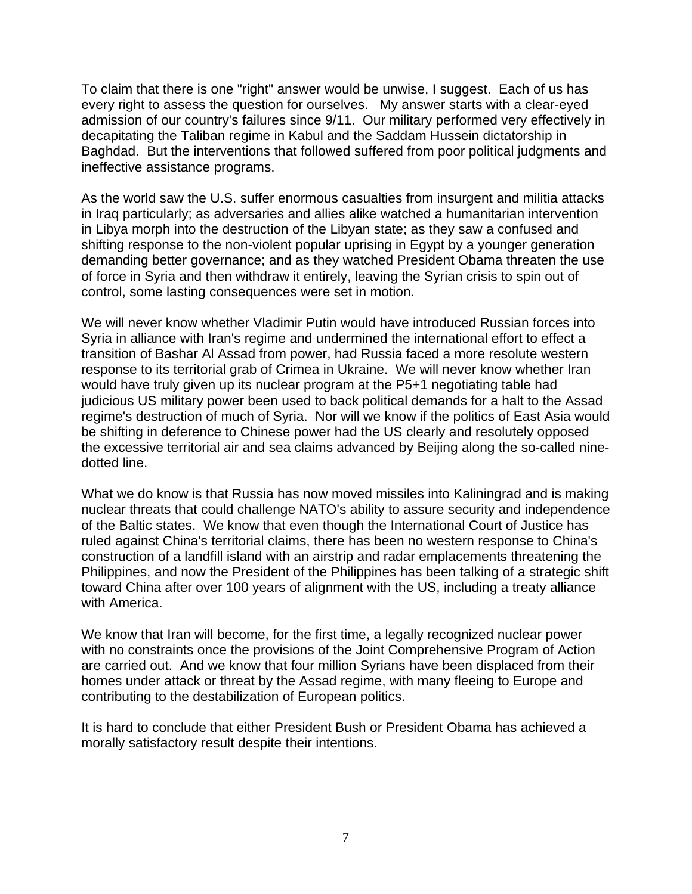To claim that there is one "right" answer would be unwise, I suggest. Each of us has every right to assess the question for ourselves. My answer starts with a clear-eyed admission of our country's failures since 9/11. Our military performed very effectively in decapitating the Taliban regime in Kabul and the Saddam Hussein dictatorship in Baghdad. But the interventions that followed suffered from poor political judgments and ineffective assistance programs.

As the world saw the U.S. suffer enormous casualties from insurgent and militia attacks in Iraq particularly; as adversaries and allies alike watched a humanitarian intervention in Libya morph into the destruction of the Libyan state; as they saw a confused and shifting response to the non-violent popular uprising in Egypt by a younger generation demanding better governance; and as they watched President Obama threaten the use of force in Syria and then withdraw it entirely, leaving the Syrian crisis to spin out of control, some lasting consequences were set in motion.

We will never know whether Vladimir Putin would have introduced Russian forces into Syria in alliance with Iran's regime and undermined the international effort to effect a transition of Bashar Al Assad from power, had Russia faced a more resolute western response to its territorial grab of Crimea in Ukraine. We will never know whether Iran would have truly given up its nuclear program at the P5+1 negotiating table had judicious US military power been used to back political demands for a halt to the Assad regime's destruction of much of Syria. Nor will we know if the politics of East Asia would be shifting in deference to Chinese power had the US clearly and resolutely opposed the excessive territorial air and sea claims advanced by Beijing along the so-called nine-dotted line.

What we do know is that Russia has now moved missiles into Kaliningrad and is making nuclear threats that could challenge NATO's ability to assure security and independence of the Baltic states. We know that even though the International Court of Justice has ruled against China's territorial claims, there has been no western response to China's construction of a landfill island with an airstrip and radar emplacements threatening the Philippines, and now the President of the Philippines has been talking of a strategic shift toward China after over 100 years of alignment with the US, including a treaty alliance with America.

We know that Iran will become, for the first time, a legally recognized nuclear power with no constraints once the provisions of the Joint Comprehensive Program of Action are carried out. And we know that four million Syrians have been displaced from their homes under attack or threat by the Assad regime, with many fleeing to Europe and contributing to the destabilization of European politics.

It is hard to conclude that either President Bush or President Obama has achieved a morally satisfactory result despite their intentions.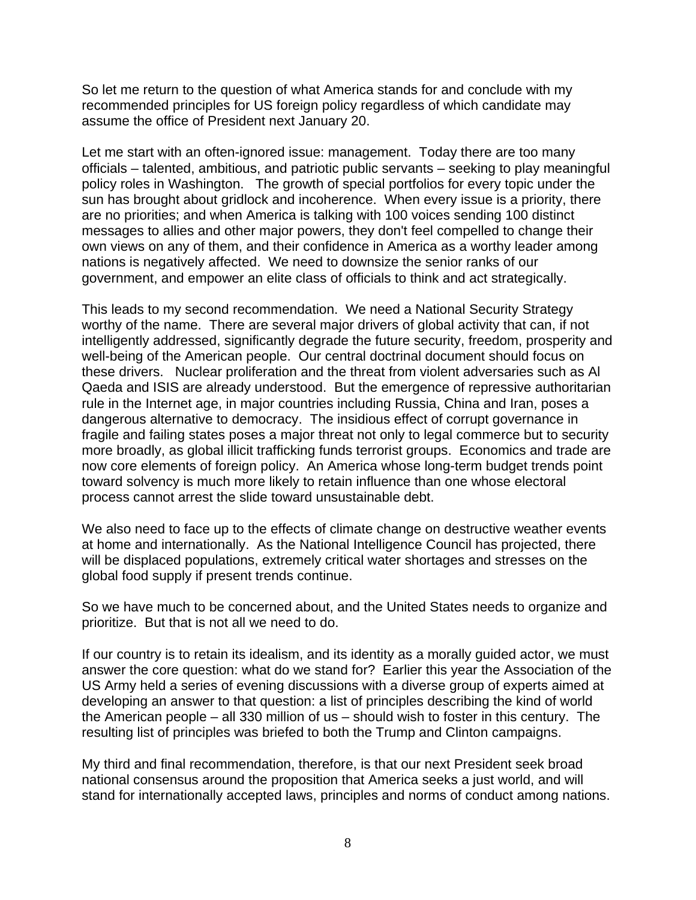So let me return to the question of what America stands for and conclude with my recommended principles for US foreign policy regardless of which candidate may assume the office of President next January 20.

Let me start with an often-ignored issue: management. Today there are too many officials – talented, ambitious, and patriotic public servants – seeking to play meaningful policy roles in Washington. The growth of special portfolios for every topic under the sun has brought about gridlock and incoherence. When every issue is a priority, there are no priorities; and when America is talking with 100 voices sending 100 distinct messages to allies and other major powers, they don't feel compelled to change their own views on any of them, and their confidence in America as a worthy leader among nations is negatively affected. We need to downsize the senior ranks of our government, and empower an elite class of officials to think and act strategically.

This leads to my second recommendation. We need a National Security Strategy worthy of the name. There are several major drivers of global activity that can, if not intelligently addressed, significantly degrade the future security, freedom, prosperity and well-being of the American people. Our central doctrinal document should focus on these drivers. Nuclear proliferation and the threat from violent adversaries such as Al Qaeda and ISIS are already understood. But the emergence of repressive authoritarian rule in the Internet age, in major countries including Russia, China and Iran, poses a dangerous alternative to democracy. The insidious effect of corrupt governance in fragile and failing states poses a major threat not only to legal commerce but to security more broadly, as global illicit trafficking funds terrorist groups. Economics and trade are now core elements of foreign policy. An America whose long-term budget trends point toward solvency is much more likely to retain influence than one whose electoral process cannot arrest the slide toward unsustainable debt.

We also need to face up to the effects of climate change on destructive weather events at home and internationally. As the National Intelligence Council has projected, there will be displaced populations, extremely critical water shortages and stresses on the global food supply if present trends continue.

So we have much to be concerned about, and the United States needs to organize and prioritize. But that is not all we need to do.

If our country is to retain its idealism, and its identity as a morally guided actor, we must answer the core question: what do we stand for? Earlier this year the Association of the US Army held a series of evening discussions with a diverse group of experts aimed at developing an answer to that question: a list of principles describing the kind of world the American people – all 330 million of us – should wish to foster in this century. The resulting list of principles was briefed to both the Trump and Clinton campaigns.

My third and final recommendation, therefore, is that our next President seek broad national consensus around the proposition that America seeks a just world, and will stand for internationally accepted laws, principles and norms of conduct among nations.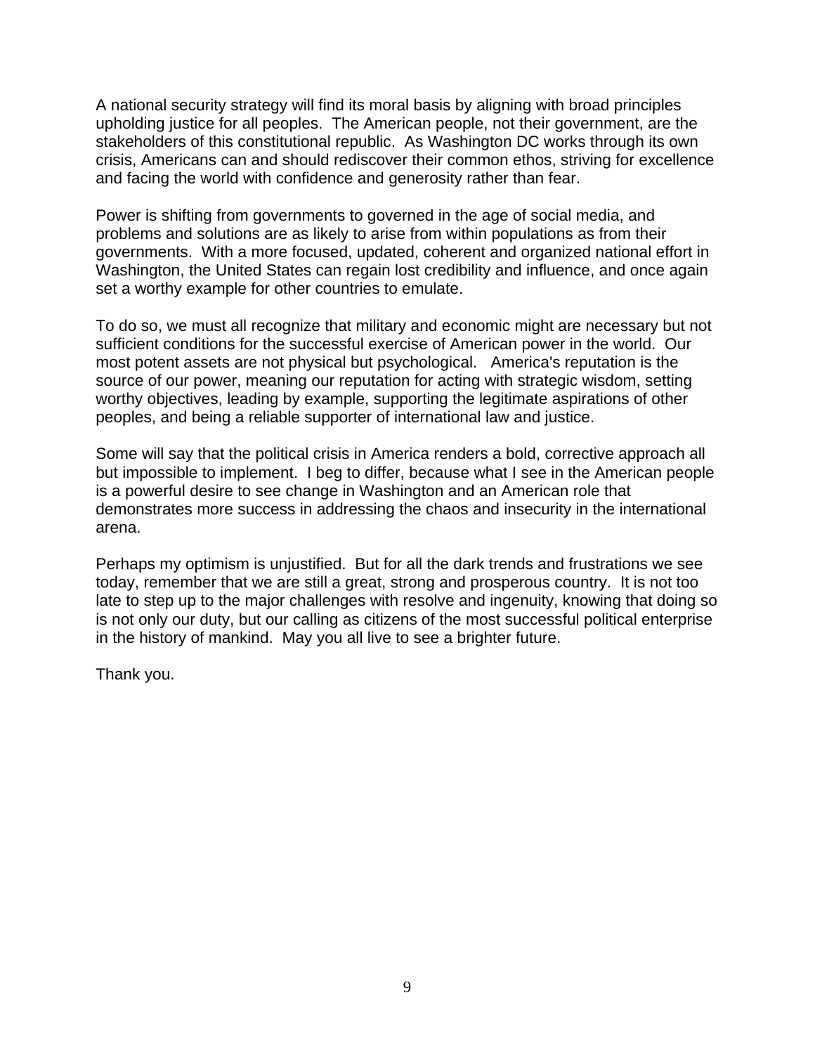A national security strategy will find its moral basis by aligning with broad principles upholding justice for all peoples. The American people, not their government, are the stakeholders of this constitutional republic. As Washington DC works through its own crisis, Americans can and should rediscover their common ethos, striving for excellence and facing the world with confidence and generosity rather than fear.

Power is shifting from governments to governed in the age of social media, and problems and solutions are as likely to arise from within populations as from their governments. With a more focused, updated, coherent and organized national effort in Washington, the United States can regain lost credibility and influence, and once again set a worthy example for other countries to emulate.

To do so, we must all recognize that military and economic might are necessary but not sufficient conditions for the successful exercise of American power in the world. Our most potent assets are not physical but psychological. America's reputation is the source of our power, meaning our reputation for acting with strategic wisdom, setting worthy objectives, leading by example, supporting the legitimate aspirations of other peoples, and being a reliable supporter of international law and justice.

Some will say that the political crisis in America renders a bold, corrective approach all but impossible to implement. I beg to differ, because what I see in the American people is a powerful desire to see change in Washington and an American role that demonstrates more success in addressing the chaos and insecurity in the international arena.

Perhaps my optimism is unjustified. But for all the dark trends and frustrations we see today, remember that we are still a great, strong and prosperous country. It is not too late to step up to the major challenges with resolve and ingenuity, knowing that doing so is not only our duty, but our calling as citizens of the most successful political enterprise in the history of mankind. May you all live to see a brighter future.

Thank you.